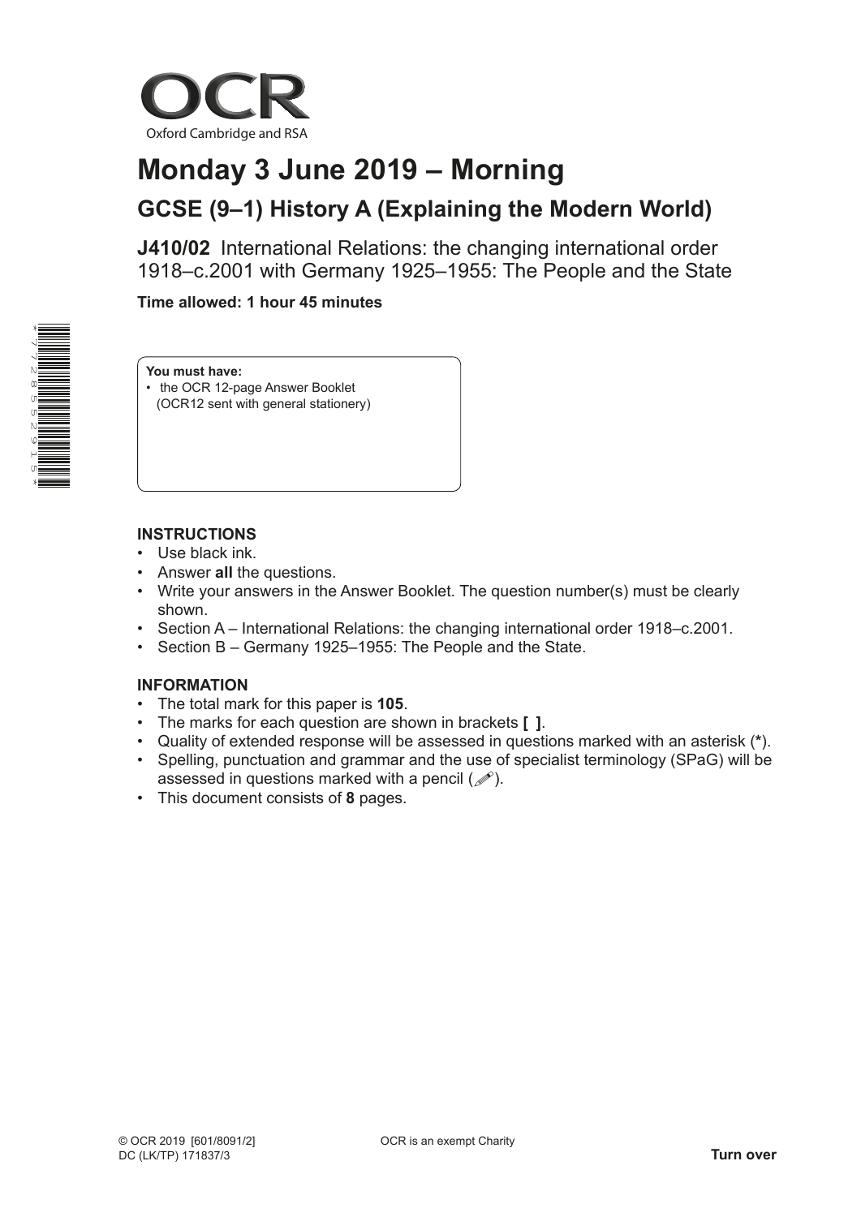OCR

Oxford Cambridge and RSA

# Monday 3 June 2019 – Morning

## GCSE (9–1) History A (Explaining the Modern World)

**J410/02** International Relations: the changing international order 1918–c.2001 with Germany 1925–1955: The People and the State

**Time allowed: 1 hour 45 minutes**

**You must have:**
- the OCR 12-page Answer Booklet (OCR12 sent with general stationery)

### INSTRUCTIONS
- Use black ink.
- Answer **all** the questions.
- Write your answers in the Answer Booklet. The question number(s) must be clearly shown.
- Section A – International Relations: the changing international order 1918–c.2001.
- Section B – Germany 1925–1955: The People and the State.

### INFORMATION
- The total mark for this paper is **105**.
- The marks for each question are shown in brackets **[ ]**.
- Quality of extended response will be assessed in questions marked with an asterisk (*).
- Spelling, punctuation and grammar and the use of specialist terminology (SPaG) will be assessed in questions marked with a pencil (✐).
- This document consists of **8** pages.

© OCR 2019 [601/8091/2]
DC (LK/TP) 171837/3

OCR is an exempt Charity

**Turn over**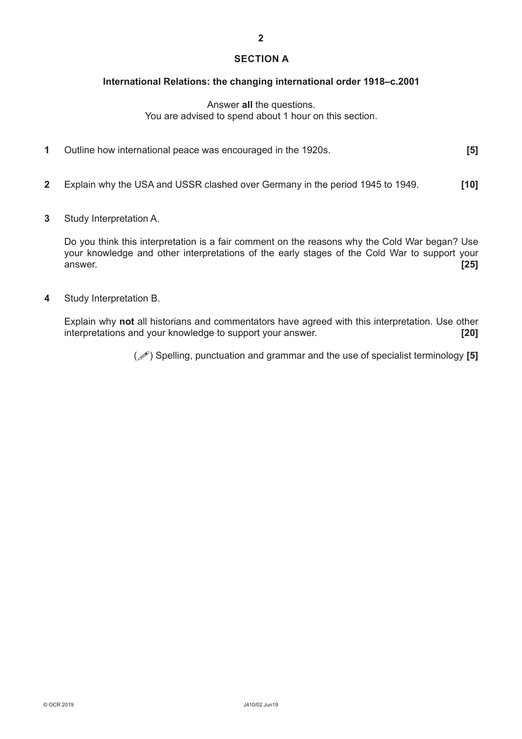## SECTION A

### International Relations: the changing international order 1918–c.2001

Answer **all** the questions.
You are advised to spend about 1 hour on this section.

**1** Outline how international peace was encouraged in the 1920s. **[5]**

**2** Explain why the USA and USSR clashed over Germany in the period 1945 to 1949. **[10]**

**3** Study Interpretation A.

Do you think this interpretation is a fair comment on the reasons why the Cold War began? Use your knowledge and other interpretations of the early stages of the Cold War to support your answer. **[25]**

**4** Study Interpretation B.

Explain why **not** all historians and commentators have agreed with this interpretation. Use other interpretations and your knowledge to support your answer. **[20]**

(✐) Spelling, punctuation and grammar and the use of specialist terminology **[5]**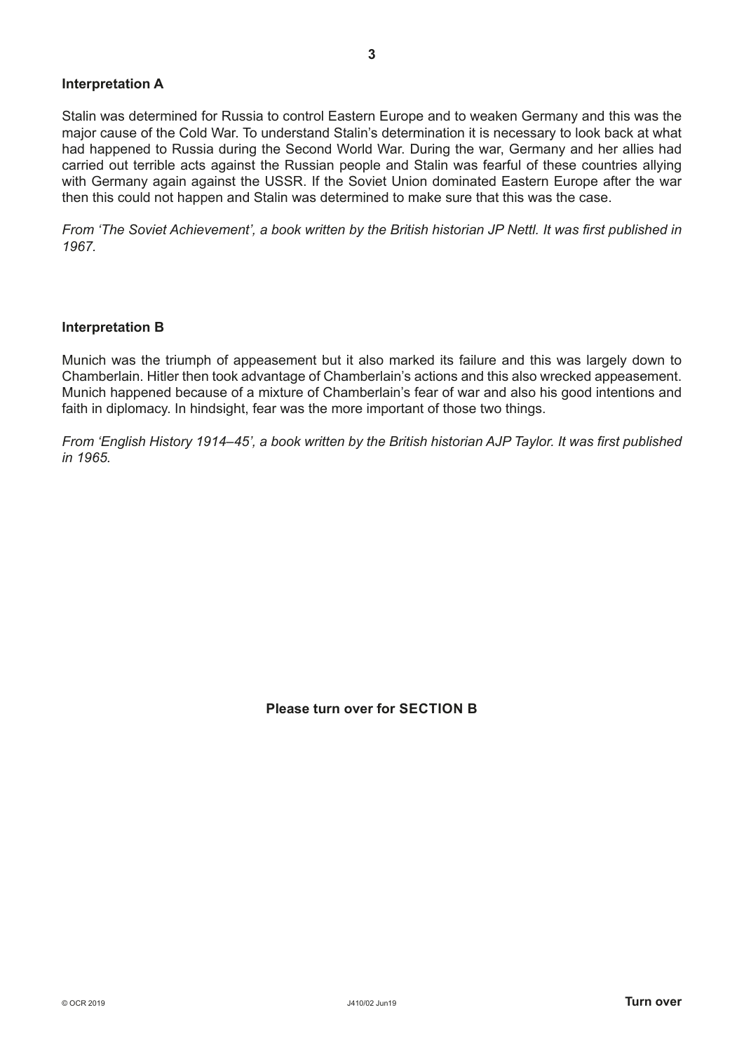**Interpretation A**

Stalin was determined for Russia to control Eastern Europe and to weaken Germany and this was the major cause of the Cold War. To understand Stalin's determination it is necessary to look back at what had happened to Russia during the Second World War. During the war, Germany and her allies had carried out terrible acts against the Russian people and Stalin was fearful of these countries allying with Germany again against the USSR. If the Soviet Union dominated Eastern Europe after the war then this could not happen and Stalin was determined to make sure that this was the case.

*From 'The Soviet Achievement', a book written by the British historian JP Nettl. It was first published in 1967.*

**Interpretation B**

Munich was the triumph of appeasement but it also marked its failure and this was largely down to Chamberlain. Hitler then took advantage of Chamberlain's actions and this also wrecked appeasement. Munich happened because of a mixture of Chamberlain's fear of war and also his good intentions and faith in diplomacy. In hindsight, fear was the more important of those two things.

*From 'English History 1914–45', a book written by the British historian AJP Taylor. It was first published in 1965.*

**Please turn over for SECTION B**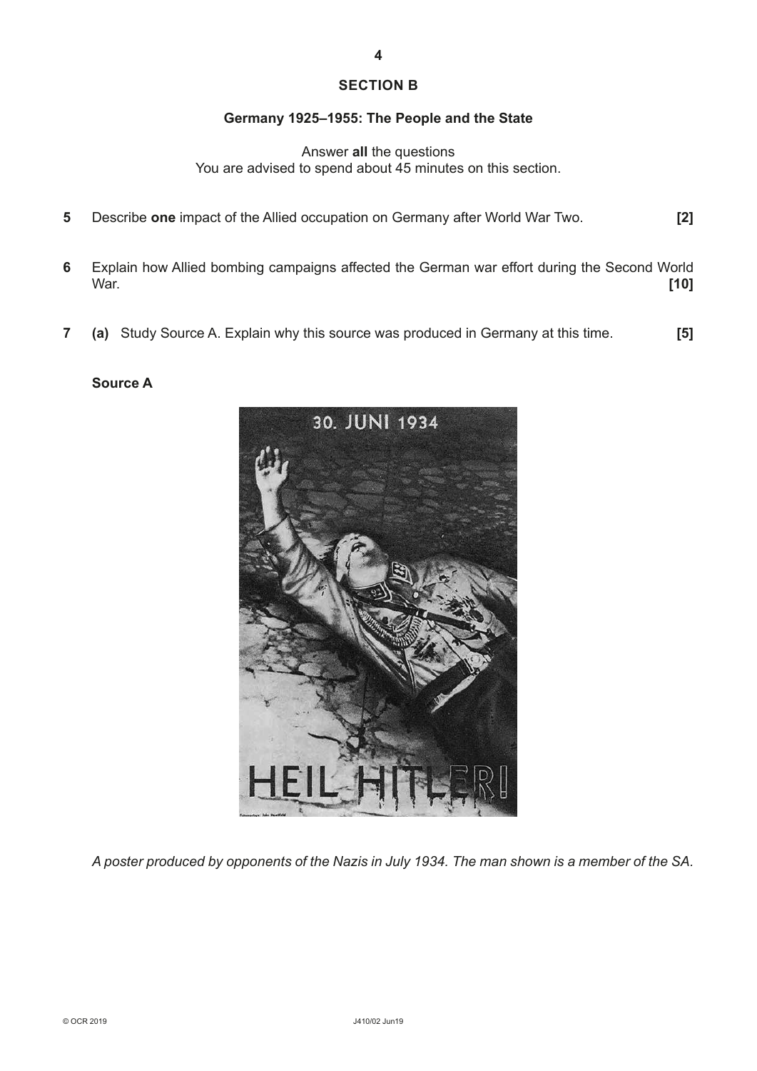## SECTION B

### Germany 1925–1955: The People and the State

Answer **all** the questions
You are advised to spend about 45 minutes on this section.

**5** Describe **one** impact of the Allied occupation on Germany after World War Two. **[2]**

**6** Explain how Allied bombing campaigns affected the German war effort during the Second World War. **[10]**

**7** **(a)** Study Source A. Explain why this source was produced in Germany at this time. **[5]**

**Source A**

30. JUNI 1934

HEIL HITLER!

*A poster produced by opponents of the Nazis in July 1934. The man shown is a member of the SA.*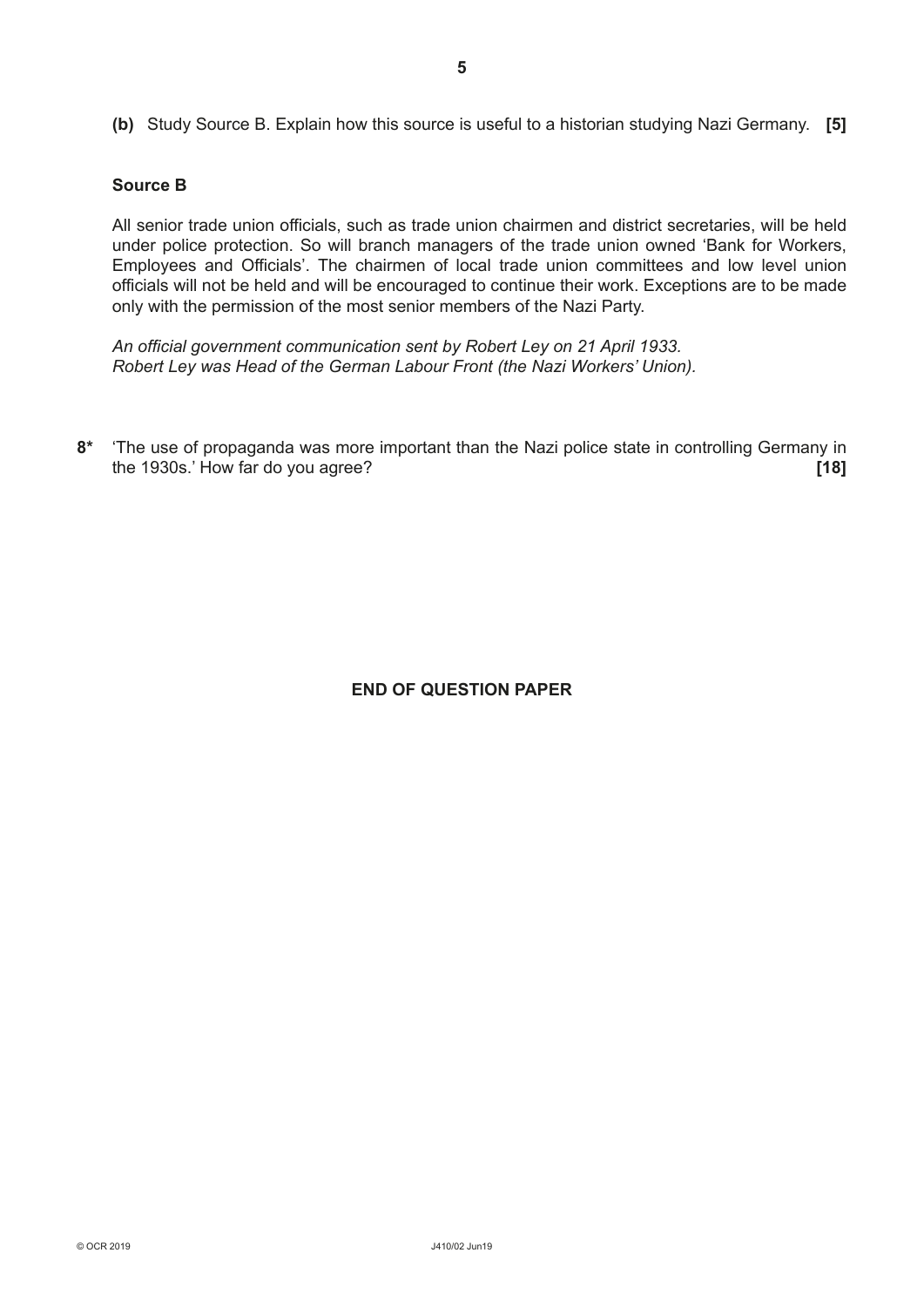**(b)** Study Source B. Explain how this source is useful to a historian studying Nazi Germany. **[5]**

### Source B

All senior trade union officials, such as trade union chairmen and district secretaries, will be held under police protection. So will branch managers of the trade union owned 'Bank for Workers, Employees and Officials'. The chairmen of local trade union committees and low level union officials will not be held and will be encouraged to continue their work. Exceptions are to be made only with the permission of the most senior members of the Nazi Party.

*An official government communication sent by Robert Ley on 21 April 1933.*
*Robert Ley was Head of the German Labour Front (the Nazi Workers' Union).*

**8*** 'The use of propaganda was more important than the Nazi police state in controlling Germany in the 1930s.' How far do you agree? **[18]**

**END OF QUESTION PAPER**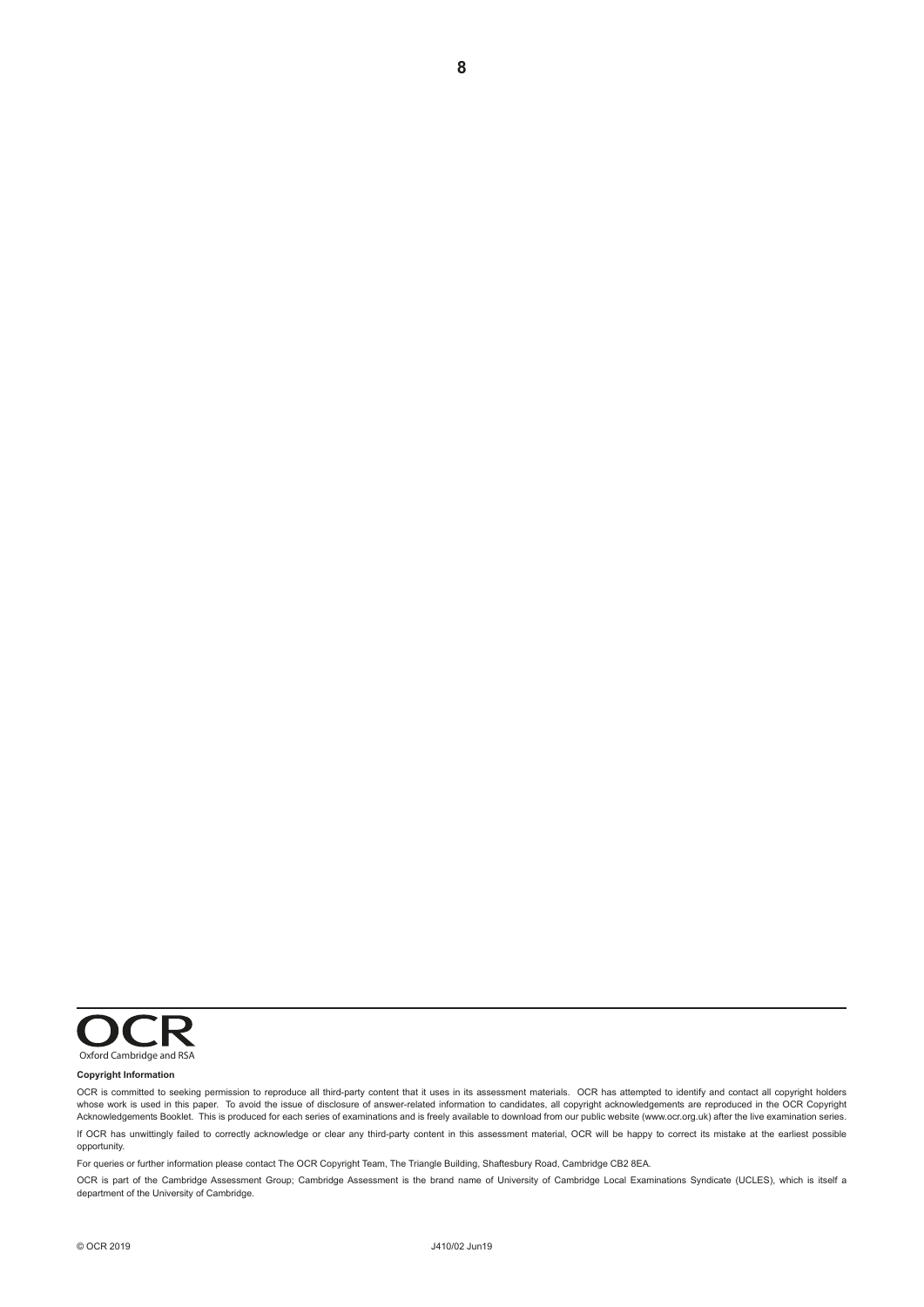OCR
Oxford Cambridge and RSA

**Copyright Information**

OCR is committed to seeking permission to reproduce all third-party content that it uses in its assessment materials. OCR has attempted to identify and contact all copyright holders whose work is used in this paper. To avoid the issue of disclosure of answer-related information to candidates, all copyright acknowledgements are reproduced in the OCR Copyright Acknowledgements Booklet. This is produced for each series of examinations and is freely available to download from our public website (www.ocr.org.uk) after the live examination series.

If OCR has unwittingly failed to correctly acknowledge or clear any third-party content in this assessment material, OCR will be happy to correct its mistake at the earliest possible opportunity.

For queries or further information please contact The OCR Copyright Team, The Triangle Building, Shaftesbury Road, Cambridge CB2 8EA.

OCR is part of the Cambridge Assessment Group; Cambridge Assessment is the brand name of University of Cambridge Local Examinations Syndicate (UCLES), which is itself a department of the University of Cambridge.